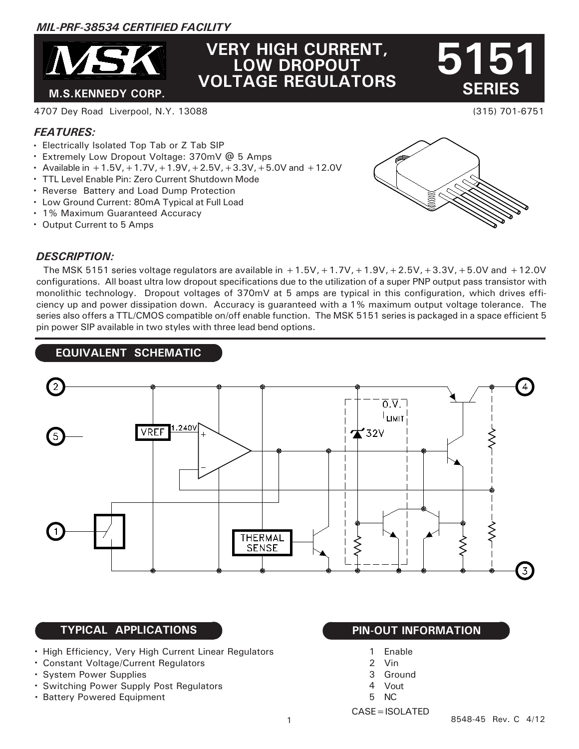*MIL-PRF-38534 CERTIFIED FACILITY*

# VERY HIGH CURRENT, LOW DROPOUT VOLTAGE REGULATORS

# 5151 SERIES

M.S.KENNEDY CORP.

4707 Dey Road Liverpool, N.Y. 13088 (315) 701-6751

## *FEATURES:*

- Electrically Isolated Top Tab or Z Tab SIP
- Extremely Low Dropout Voltage: 370mV @ 5 Amps
- Available in +1.5V, +1.7V, +1.9V, +2.5V, +3.3V, +5.0V and +12.0V
- TTL Level Enable Pin: Zero Current Shutdown Mode
- Reverse Battery and Load Dump Protection
- Low Ground Current: 80mA Typical at Full Load
- 1% Maximum Guaranteed Accuracy
- Output Current to 5 Amps

## *DESCRIPTION:*

The MSK 5151 series voltage regulators are available in +1.5V, +1.7V, +1.9V, +2.5V, +3.3V, +5.0V and +12.0V configurations. All boast ultra low dropout specifications due to the utilization of a super PNP output pass transistor with monolithic technology. Dropout voltages of 370mV at 5 amps are typical in this configuration, which drives efficiency up and power dissipation down. Accuracy is guaranteed with a 1% maximum output voltage tolerance. The series also offers a TTL/CMOS compatible on/off enable function. The MSK 5151 series is packaged in a space efficient 5 pin power SIP available in two styles with three lead bend options.

## EQUIVALENT SCHEMATIC

## TYPICAL APPLICATIONS

- High Efficiency, Very High Current Linear Regulators
- Constant Voltage/Current Regulators
- System Power Supplies
- Switching Power Supply Post Regulators
- Battery Powered Equipment

## PIN-OUT INFORMATION

1 Enable
2 Vin
3 Ground
4 Vout
5 NC

CASE=ISOLATED

8548-45 Rev. C 4/12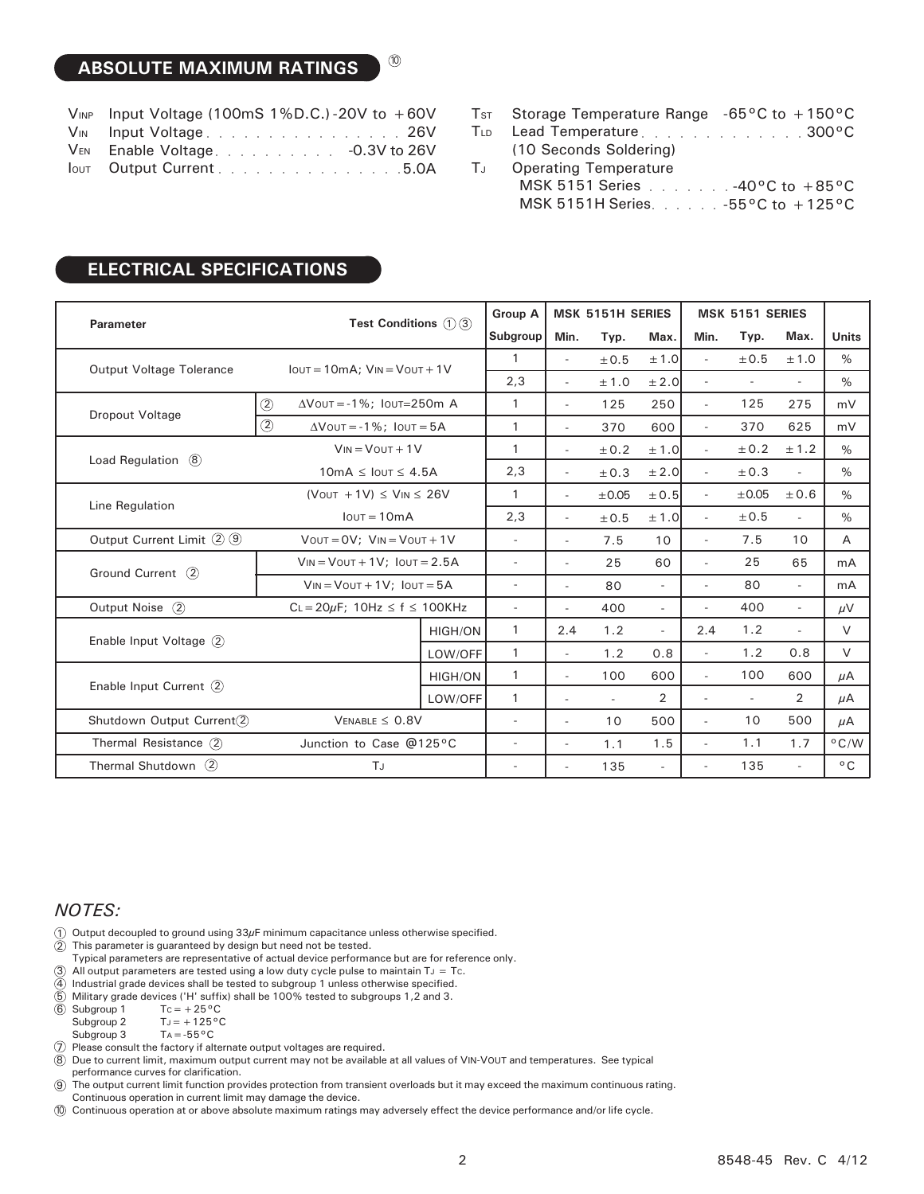## ABSOLUTE MAXIMUM RATINGS ⑩

- $V_{INP}$ Input Voltage (100mS 1%D.C.) -20V to +60V
- $V_{IN}$ Input Voltage . . . . . . . . . . . . . . . . 26V
- $V_{EN}$ Enable Voltage . . . . . . . . . . -0.3V to 26V
- $I_{OUT}$ Output Current . . . . . . . . . . . . . . . 5.0A
- $T_{ST}$ Storage Temperature Range -65°C to +150°C
- $T_{LD}$ Lead Temperature . . . . . . . . . . . . . 300°C (10 Seconds Soldering)
- $T_J$ Operating Temperature
  - MSK 5151 Series . . . . . . . -40°C to +85°C
  - MSK 5151H Series . . . . . . -55°C to +125°C

## ELECTRICAL SPECIFICATIONS

| Parameter | Test Conditions ① ③ | Group A Subgroup | MSK 5151H SERIES Min. | MSK 5151H SERIES Typ. | MSK 5151H SERIES Max. | MSK 5151 SERIES Min. | MSK 5151 SERIES Typ. | MSK 5151 SERIES Max. | Units |
|---|---|---|---|---|---|---|---|---|---|
| Output Voltage Tolerance | $I_{OUT}$=10mA; $V_{IN}$=$V_{OUT}$+1V | 1 | - | ±0.5 | ±1.0 | - | ±0.5 | ±1.0 | % |
| | | 2,3 | - | ±1.0 | ±2.0 | - | - | - | % |
| Dropout Voltage | ② $\Delta V_{OUT}$=-1%; $I_{OUT}$=250m A | 1 | - | 125 | 250 | - | 125 | 275 | mV |
| | ② $\Delta V_{OUT}$=-1%; $I_{OUT}$=5A | 1 | - | 370 | 600 | - | 370 | 625 | mV |
| Load Regulation ⑧ | $V_{IN}$=$V_{OUT}$+1V | 1 | - | ±0.2 | ±1.0 | - | ±0.2 | ±1.2 | % |
| | 10mA ≤ $I_{OUT}$ ≤ 4.5A | 2,3 | - | ±0.3 | ±2.0 | - | ±0.3 | - | % |
| Line Regulation | ($V_{OUT}$ +1V) ≤ $V_{IN}$ ≤ 26V | 1 | - | ±0.05 | ±0.5 | - | ±0.05 | ±0.6 | % |
| | $I_{OUT}$=10mA | 2,3 | - | ±0.5 | ±1.0 | - | ±0.5 | - | % |
| Output Current Limit ② ⑨ | $V_{OUT}$=0V; $V_{IN}$=$V_{OUT}$+1V | - | - | 7.5 | 10 | - | 7.5 | 10 | A |
| Ground Current ② | $V_{IN}$=$V_{OUT}$+1V; $I_{OUT}$=2.5A | - | - | 25 | 60 | - | 25 | 65 | mA |
| | $V_{IN}$=$V_{OUT}$+1V; $I_{OUT}$=5A | - | - | 80 | - | - | 80 | - | mA |
| Output Noise ② | $C_L$=20$\mu$F; 10Hz ≤ f ≤ 100KHz | - | - | 400 | - | - | 400 | - | $\mu$V |
| Enable Input Voltage ② | HIGH/ON | 1 | 2.4 | 1.2 | - | 2.4 | 1.2 | - | V |
| | LOW/OFF | 1 | - | 1.2 | 0.8 | - | 1.2 | 0.8 | V |
| Enable Input Current ② | HIGH/ON | 1 | - | 100 | 600 | - | 100 | 600 | $\mu$A |
| | LOW/OFF | 1 | - | - | 2 | - | - | 2 | $\mu$A |
| Shutdown Output Current ② | $V_{ENABLE}$ ≤ 0.8V | - | - | 10 | 500 | - | 10 | 500 | $\mu$A |
| Thermal Resistance ② | Junction to Case @125°C | - | - | 1.1 | 1.5 | - | 1.1 | 1.7 | °C/W |
| Thermal Shutdown ② | $T_J$ | - | - | 135 | - | - | 135 | - | °C |

### *NOTES:*

① Output decoupled to ground using 33$\mu$F minimum capacitance unless otherwise specified.
② This parameter is guaranteed by design but need not be tested.
Typical parameters are representative of actual device performance but are for reference only.
③ All output parameters are tested using a low duty cycle pulse to maintain $T_J$ = $T_C$.
④ Industrial grade devices shall be tested to subgroup 1 unless otherwise specified.
⑤ Military grade devices ('H' suffix) shall be 100% tested to subgroups 1,2 and 3.
⑥ Subgroup 1 $T_C$ = +25°C
Subgroup 2 $T_J$ = +125°C
Subgroup 3 $T_A$ = -55°C
⑦ Please consult the factory if alternate output voltages are required.
⑧ Due to current limit, maximum output current may not be available at all values of $V_{IN}$-$V_{OUT}$ and temperatures. See typical performance curves for clarification.
⑨ The output current limit function provides protection from transient overloads but it may exceed the maximum continuous rating. Continuous operation in current limit may damage the device.
⑩ Continuous operation at or above absolute maximum ratings may adversely effect the device performance and/or life cycle.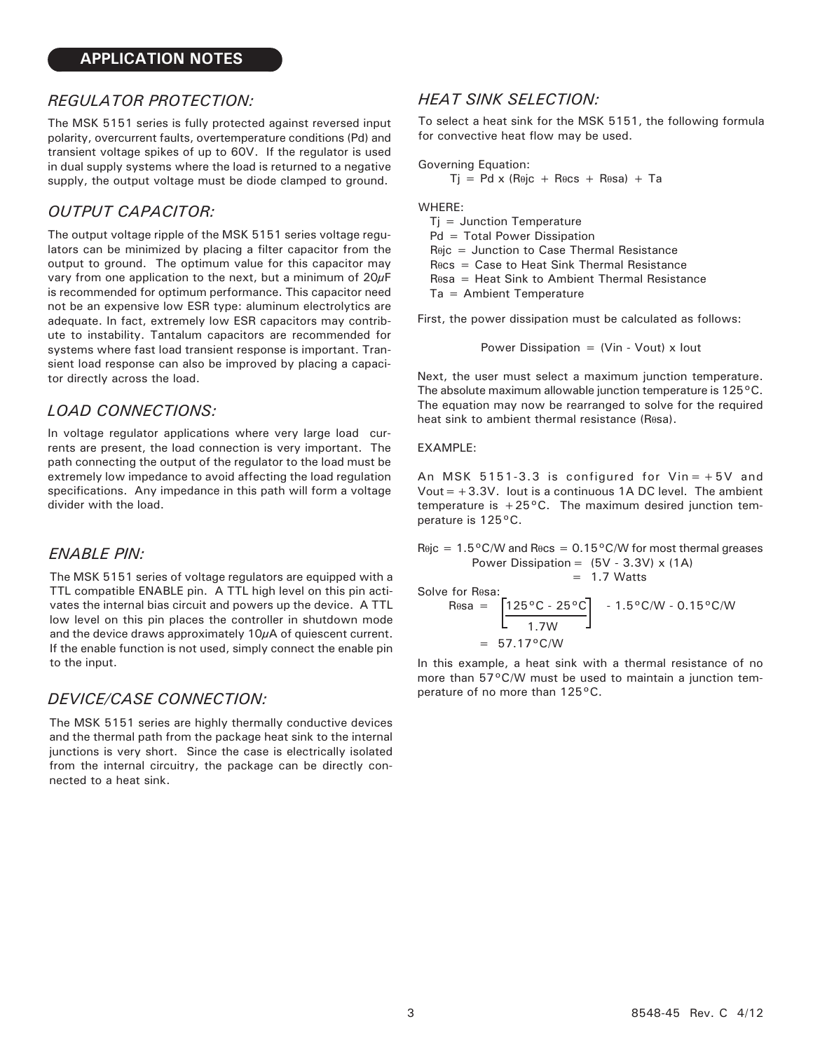## APPLICATION NOTES

### *REGULATOR PROTECTION:*

The MSK 5151 series is fully protected against reversed input polarity, overcurrent faults, overtemperature conditions (Pd) and transient voltage spikes of up to 60V. If the regulator is used in dual supply systems where the load is returned to a negative supply, the output voltage must be diode clamped to ground.

### *OUTPUT CAPACITOR:*

The output voltage ripple of the MSK 5151 series voltage regulators can be minimized by placing a filter capacitor from the output to ground. The optimum value for this capacitor may vary from one application to the next, but a minimum of 20μF is recommended for optimum performance. This capacitor need not be an expensive low ESR type: aluminum electrolytics are adequate. In fact, extremely low ESR capacitors may contribute to instability. Tantalum capacitors are recommended for systems where fast load transient response is important. Transient load response can also be improved by placing a capacitor directly across the load.

### *LOAD CONNECTIONS:*

In voltage regulator applications where very large load currents are present, the load connection is very important. The path connecting the output of the regulator to the load must be extremely low impedance to avoid affecting the load regulation specifications. Any impedance in this path will form a voltage divider with the load.

### *ENABLE PIN:*

The MSK 5151 series of voltage regulators are equipped with a TTL compatible ENABLE pin. A TTL high level on this pin activates the internal bias circuit and powers up the device. A TTL low level on this pin places the controller in shutdown mode and the device draws approximately 10μA of quiescent current. If the enable function is not used, simply connect the enable pin to the input.

### *DEVICE/CASE CONNECTION:*

The MSK 5151 series are highly thermally conductive devices and the thermal path from the package heat sink to the internal junctions is very short. Since the case is electrically isolated from the internal circuitry, the package can be directly connected to a heat sink.

### *HEAT SINK SELECTION:*

To select a heat sink for the MSK 5151, the following formula for convective heat flow may be used.

Governing Equation:

$$T_j = P_d \times (R_{\theta jc} + R_{\theta cs} + R_{\theta sa}) + T_a$$

WHERE:

- $T_j$ = Junction Temperature
- $P_d$ = Total Power Dissipation
- $R_{\theta jc}$ = Junction to Case Thermal Resistance
- $R_{\theta cs}$ = Case to Heat Sink Thermal Resistance
- $R_{\theta sa}$ = Heat Sink to Ambient Thermal Resistance
- $T_a$ = Ambient Temperature

First, the power dissipation must be calculated as follows:

$$\text{Power Dissipation} = (V_{in} - V_{out}) \times I_{out}$$

Next, the user must select a maximum junction temperature. The absolute maximum allowable junction temperature is 125°C. The equation may now be rearranged to solve for the required heat sink to ambient thermal resistance ($R_{\theta sa}$).

EXAMPLE:

An MSK 5151-3.3 is configured for $V_{in} = +5V$ and $V_{out} = +3.3V$. $I_{out}$ is a continuous 1A DC level. The ambient temperature is +25°C. The maximum desired junction temperature is 125°C.

$R_{\theta jc}$ = 1.5°C/W and $R_{\theta cs}$ = 0.15°C/W for most thermal greases

$$\text{Power Dissipation} = (5V - 3.3V) \times (1A) = 1.7 \text{ Watts}$$

Solve for $R_{\theta sa}$:

$$R_{\theta sa} = \left[\frac{125°C - 25°C}{1.7W}\right] - 1.5°C/W - 0.15°C/W$$

$$= 57.17°C/W$$

In this example, a heat sink with a thermal resistance of no more than 57°C/W must be used to maintain a junction temperature of no more than 125°C.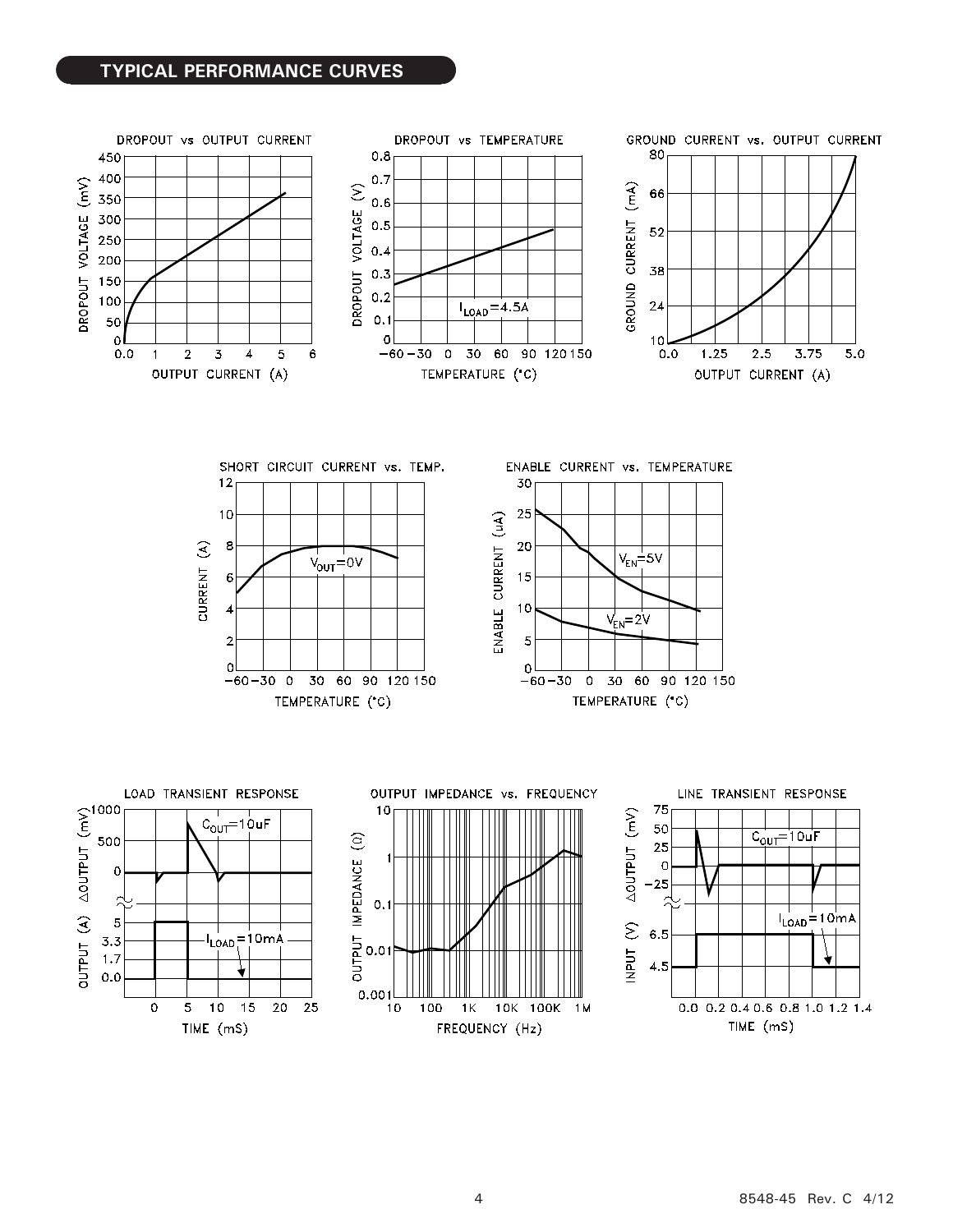## TYPICAL PERFORMANCE CURVES

DROPOUT vs OUTPUT CURRENT

DROPOUT vs TEMPERATURE

GROUND CURRENT vs. OUTPUT CURRENT

SHORT CIRCUIT CURRENT vs. TEMP.

ENABLE CURRENT vs. TEMPERATURE

LOAD TRANSIENT RESPONSE

OUTPUT IMPEDANCE vs. FREQUENCY

LINE TRANSIENT RESPONSE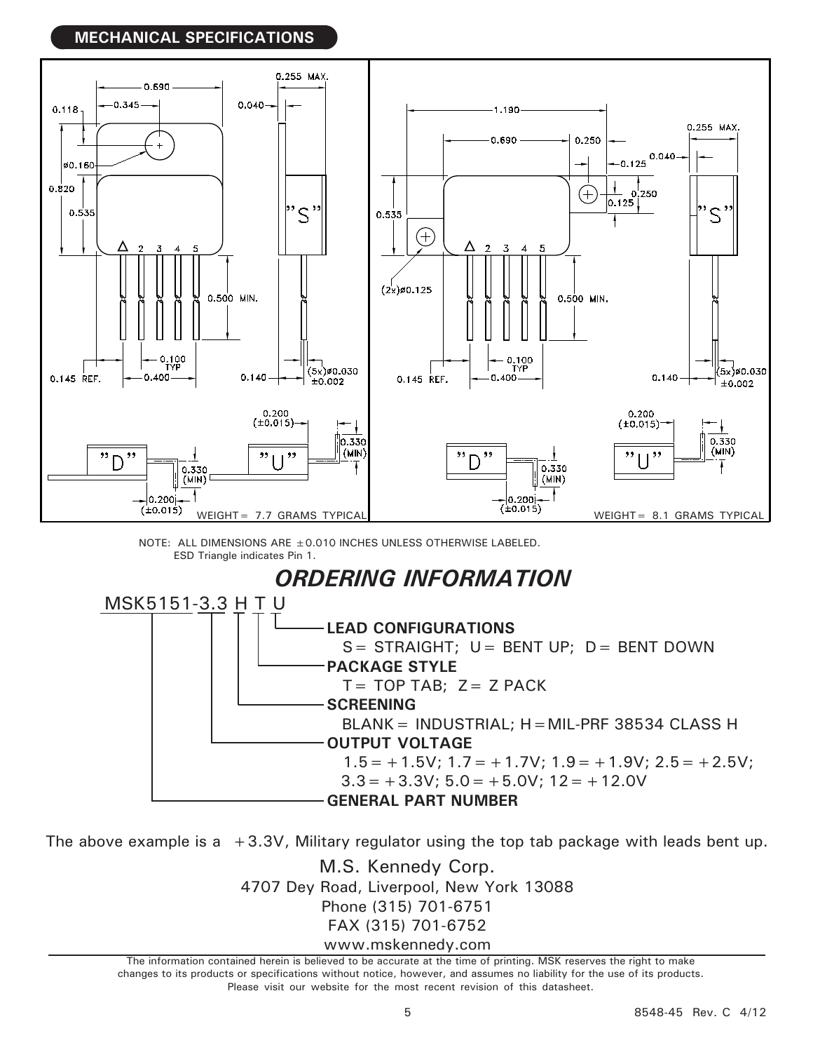## MECHANICAL SPECIFICATIONS

0.690
0.345
0.118
0.255 MAX.
0.040
ø0.160
0.820
0.535
"S"
2 3 4 5
0.500 MIN.
0.100 TYP
0.145 REF.
0.400
0.140
(5x)ø0.030 ±0.002
0.200 (±0.015)
"D"
"U"
0.330 (MIN)
0.330 (MIN)
0.200 (±0.015)
WEIGHT = 7.7 GRAMS TYPICAL

1.190
0.690
0.250
0.125
0.255 MAX.
0.040
0.250
0.125
0.535
"S"
(2x)ø0.125
2 3 4 5
0.500 MIN.
0.100 TYP
0.145 REF.
0.400
0.140
(5x)ø0.030 ±0.002
0.200 (±0.015)
"D"
"U"
0.330 (MIN)
0.330 (MIN)
0.200 (±0.015)
WEIGHT = 8.1 GRAMS TYPICAL

NOTE: ALL DIMENSIONS ARE ±0.010 INCHES UNLESS OTHERWISE LABELED.
ESD Triangle indicates Pin 1.

## *ORDERING INFORMATION*

MSK5151-3.3 H T U

- **LEAD CONFIGURATIONS**
  S = STRAIGHT; U = BENT UP; D = BENT DOWN
- **PACKAGE STYLE**
  T = TOP TAB; Z = Z PACK
- **SCREENING**
  BLANK = INDUSTRIAL; H = MIL-PRF 38534 CLASS H
- **OUTPUT VOLTAGE**
  1.5 = +1.5V; 1.7 = +1.7V; 1.9 = +1.9V; 2.5 = +2.5V;
  3.3 = +3.3V; 5.0 = +5.0V; 12 = +12.0V
- **GENERAL PART NUMBER**

The above example is a +3.3V, Military regulator using the top tab package with leads bent up.

M.S. Kennedy Corp.
4707 Dey Road, Liverpool, New York 13088
Phone (315) 701-6751
FAX (315) 701-6752
www.mskennedy.com

The information contained herein is believed to be accurate at the time of printing. MSK reserves the right to make changes to its products or specifications without notice, however, and assumes no liability for the use of its products. Please visit our website for the most recent revision of this datasheet.

8548-45 Rev. C 4/12